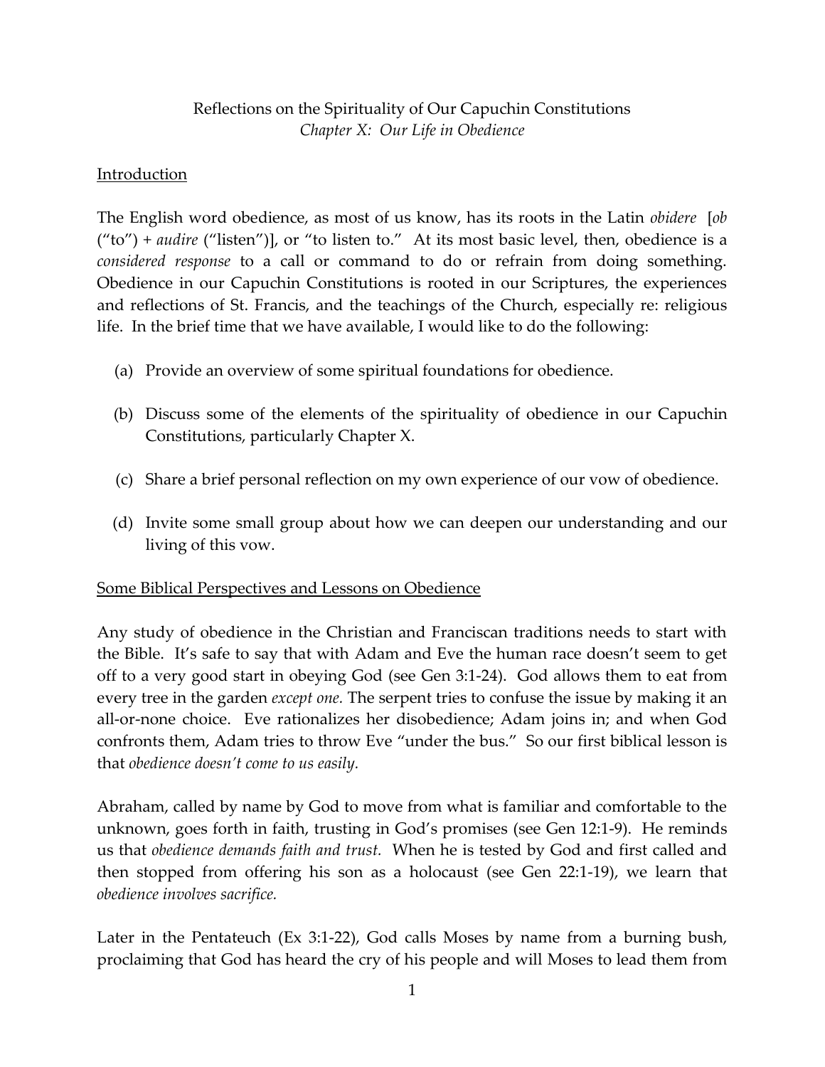Reflections on the Spirituality of Our Capuchin Constitutions
*Chapter X: Our Life in Obedience*

## Introduction

The English word obedience, as most of us know, has its roots in the Latin *obidere* [*ob* ("to") + *audire* ("listen")], or "to listen to." At its most basic level, then, obedience is a *considered response* to a call or command to do or refrain from doing something. Obedience in our Capuchin Constitutions is rooted in our Scriptures, the experiences and reflections of St. Francis, and the teachings of the Church, especially re: religious life. In the brief time that we have available, I would like to do the following:

(a) Provide an overview of some spiritual foundations for obedience.

(b) Discuss some of the elements of the spirituality of obedience in our Capuchin Constitutions, particularly Chapter X.

(c) Share a brief personal reflection on my own experience of our vow of obedience.

(d) Invite some small group about how we can deepen our understanding and our living of this vow.

## Some Biblical Perspectives and Lessons on Obedience

Any study of obedience in the Christian and Franciscan traditions needs to start with the Bible. It's safe to say that with Adam and Eve the human race doesn't seem to get off to a very good start in obeying God (see Gen 3:1-24). God allows them to eat from every tree in the garden *except one.* The serpent tries to confuse the issue by making it an all-or-none choice. Eve rationalizes her disobedience; Adam joins in; and when God confronts them, Adam tries to throw Eve "under the bus." So our first biblical lesson is that *obedience doesn't come to us easily.*

Abraham, called by name by God to move from what is familiar and comfortable to the unknown, goes forth in faith, trusting in God's promises (see Gen 12:1-9). He reminds us that *obedience demands faith and trust.* When he is tested by God and first called and then stopped from offering his son as a holocaust (see Gen 22:1-19), we learn that *obedience involves sacrifice.*

Later in the Pentateuch (Ex 3:1-22), God calls Moses by name from a burning bush, proclaiming that God has heard the cry of his people and will Moses to lead them from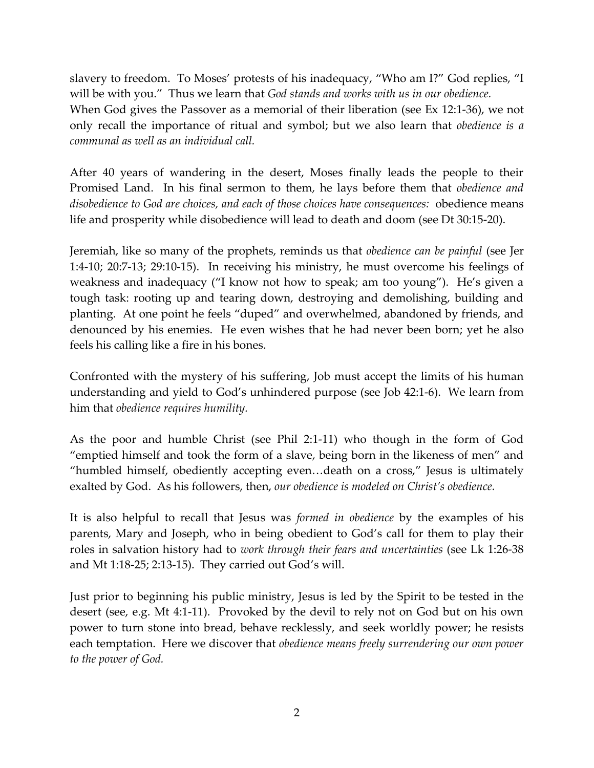slavery to freedom. To Moses' protests of his inadequacy, "Who am I?" God replies, "I will be with you." Thus we learn that *God stands and works with us in our obedience.*
When God gives the Passover as a memorial of their liberation (see Ex 12:1-36), we not only recall the importance of ritual and symbol; but we also learn that *obedience is a communal as well as an individual call.*

After 40 years of wandering in the desert, Moses finally leads the people to their Promised Land. In his final sermon to them, he lays before them that *obedience and disobedience to God are choices, and each of those choices have consequences:* obedience means life and prosperity while disobedience will lead to death and doom (see Dt 30:15-20).

Jeremiah, like so many of the prophets, reminds us that *obedience can be painful* (see Jer 1:4-10; 20:7-13; 29:10-15). In receiving his ministry, he must overcome his feelings of weakness and inadequacy ("I know not how to speak; am too young"). He's given a tough task: rooting up and tearing down, destroying and demolishing, building and planting. At one point he feels "duped" and overwhelmed, abandoned by friends, and denounced by his enemies. He even wishes that he had never been born; yet he also feels his calling like a fire in his bones.

Confronted with the mystery of his suffering, Job must accept the limits of his human understanding and yield to God's unhindered purpose (see Job 42:1-6). We learn from him that *obedience requires humility.*

As the poor and humble Christ (see Phil 2:1-11) who though in the form of God "emptied himself and took the form of a slave, being born in the likeness of men" and "humbled himself, obediently accepting even…death on a cross," Jesus is ultimately exalted by God. As his followers, then, *our obedience is modeled on Christ's obedience.*

It is also helpful to recall that Jesus was *formed in obedience* by the examples of his parents, Mary and Joseph, who in being obedient to God's call for them to play their roles in salvation history had to *work through their fears and uncertainties* (see Lk 1:26-38 and Mt 1:18-25; 2:13-15). They carried out God's will.

Just prior to beginning his public ministry, Jesus is led by the Spirit to be tested in the desert (see, e.g. Mt 4:1-11). Provoked by the devil to rely not on God but on his own power to turn stone into bread, behave recklessly, and seek worldly power; he resists each temptation. Here we discover that *obedience means freely surrendering our own power to the power of God.*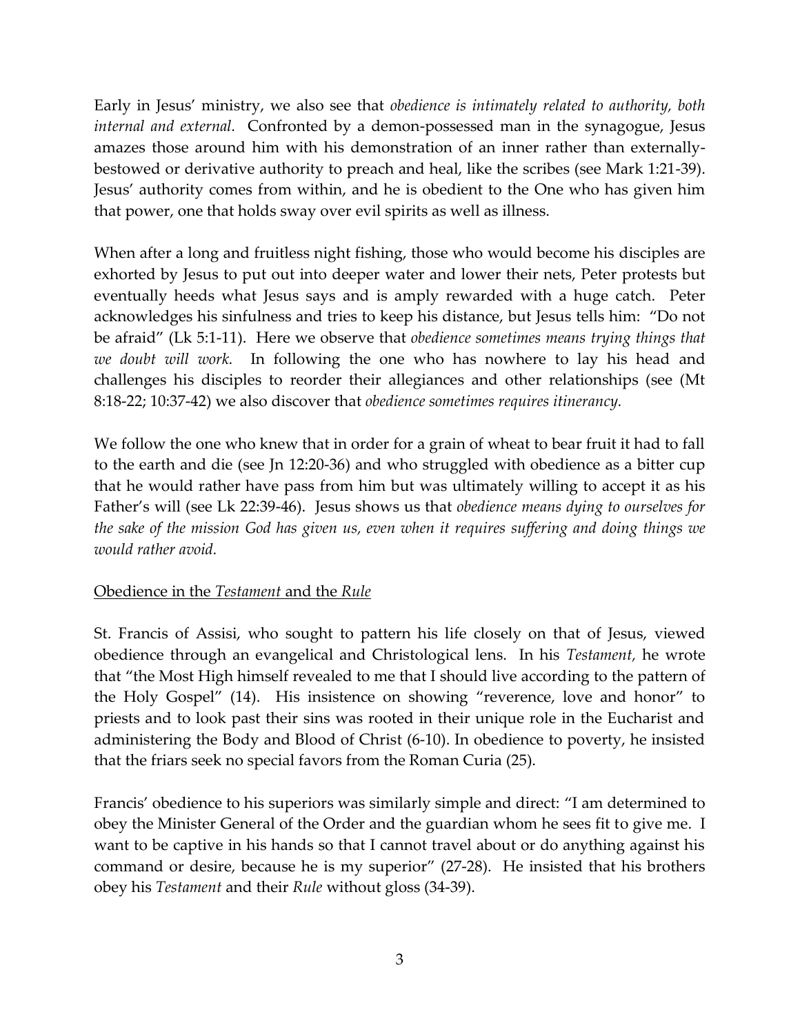Early in Jesus' ministry, we also see that *obedience is intimately related to authority, both internal and external.* Confronted by a demon-possessed man in the synagogue, Jesus amazes those around him with his demonstration of an inner rather than externally-bestowed or derivative authority to preach and heal, like the scribes (see Mark 1:21-39). Jesus' authority comes from within, and he is obedient to the One who has given him that power, one that holds sway over evil spirits as well as illness.

When after a long and fruitless night fishing, those who would become his disciples are exhorted by Jesus to put out into deeper water and lower their nets, Peter protests but eventually heeds what Jesus says and is amply rewarded with a huge catch. Peter acknowledges his sinfulness and tries to keep his distance, but Jesus tells him: "Do not be afraid" (Lk 5:1-11). Here we observe that *obedience sometimes means trying things that we doubt will work.* In following the one who has nowhere to lay his head and challenges his disciples to reorder their allegiances and other relationships (see (Mt 8:18-22; 10:37-42) we also discover that *obedience sometimes requires itinerancy.*

We follow the one who knew that in order for a grain of wheat to bear fruit it had to fall to the earth and die (see Jn 12:20-36) and who struggled with obedience as a bitter cup that he would rather have pass from him but was ultimately willing to accept it as his Father's will (see Lk 22:39-46). Jesus shows us that *obedience means dying to ourselves for the sake of the mission God has given us, even when it requires suffering and doing things we would rather avoid.*

<u>Obedience in the *Testament* and the *Rule*</u>

St. Francis of Assisi, who sought to pattern his life closely on that of Jesus, viewed obedience through an evangelical and Christological lens. In his *Testament,* he wrote that "the Most High himself revealed to me that I should live according to the pattern of the Holy Gospel" (14). His insistence on showing "reverence, love and honor" to priests and to look past their sins was rooted in their unique role in the Eucharist and administering the Body and Blood of Christ (6-10). In obedience to poverty, he insisted that the friars seek no special favors from the Roman Curia (25).

Francis' obedience to his superiors was similarly simple and direct: "I am determined to obey the Minister General of the Order and the guardian whom he sees fit to give me. I want to be captive in his hands so that I cannot travel about or do anything against his command or desire, because he is my superior" (27-28). He insisted that his brothers obey his *Testament* and their *Rule* without gloss (34-39).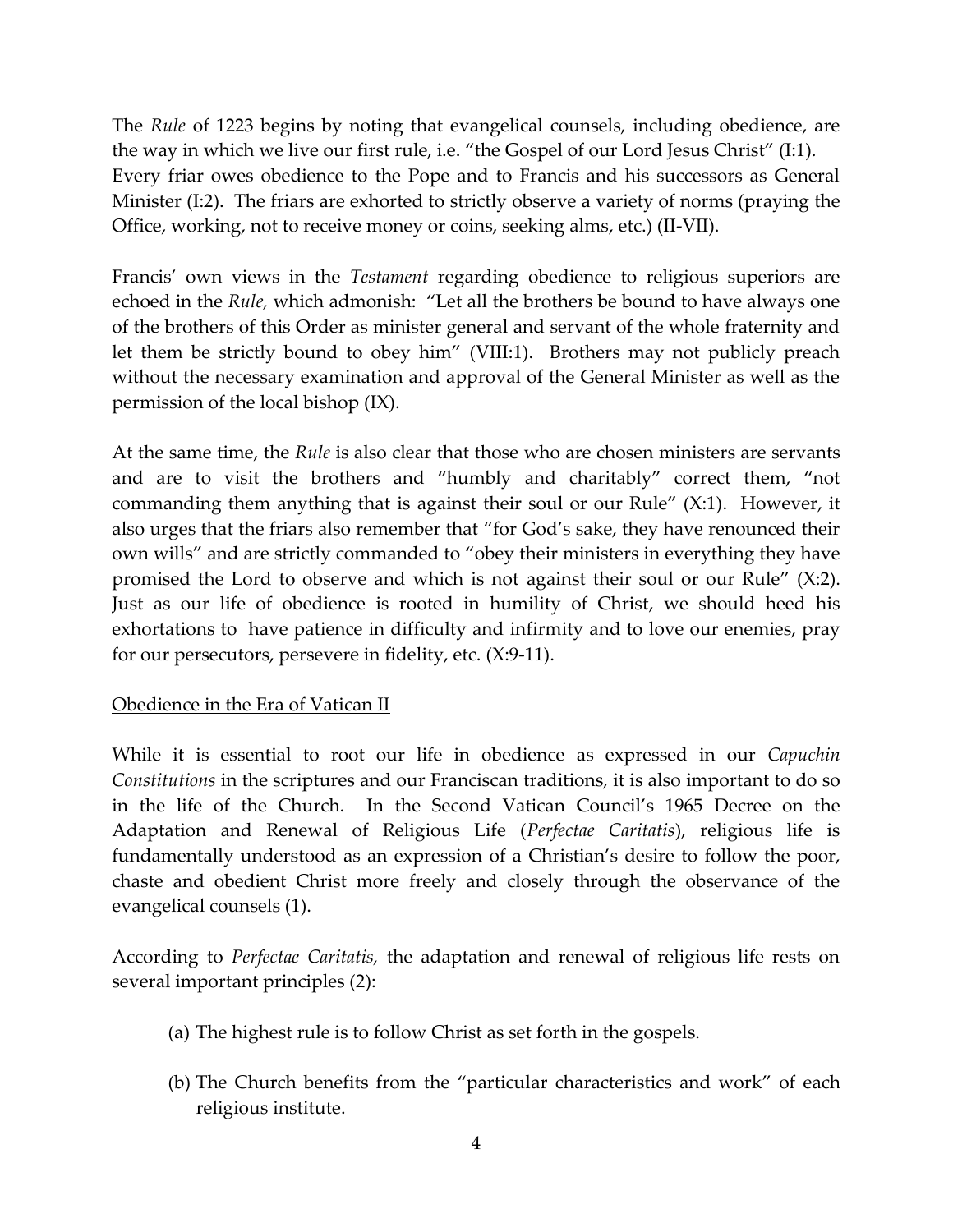The *Rule* of 1223 begins by noting that evangelical counsels, including obedience, are the way in which we live our first rule, i.e. "the Gospel of our Lord Jesus Christ" (I:1). Every friar owes obedience to the Pope and to Francis and his successors as General Minister (I:2). The friars are exhorted to strictly observe a variety of norms (praying the Office, working, not to receive money or coins, seeking alms, etc.) (II-VII).

Francis' own views in the *Testament* regarding obedience to religious superiors are echoed in the *Rule,* which admonish: "Let all the brothers be bound to have always one of the brothers of this Order as minister general and servant of the whole fraternity and let them be strictly bound to obey him" (VIII:1). Brothers may not publicly preach without the necessary examination and approval of the General Minister as well as the permission of the local bishop (IX).

At the same time, the *Rule* is also clear that those who are chosen ministers are servants and are to visit the brothers and "humbly and charitably" correct them, "not commanding them anything that is against their soul or our Rule" (X:1). However, it also urges that the friars also remember that "for God's sake, they have renounced their own wills" and are strictly commanded to "obey their ministers in everything they have promised the Lord to observe and which is not against their soul or our Rule" (X:2). Just as our life of obedience is rooted in humility of Christ, we should heed his exhortations to have patience in difficulty and infirmity and to love our enemies, pray for our persecutors, persevere in fidelity, etc. (X:9-11).

Obedience in the Era of Vatican II

While it is essential to root our life in obedience as expressed in our *Capuchin Constitutions* in the scriptures and our Franciscan traditions, it is also important to do so in the life of the Church. In the Second Vatican Council's 1965 Decree on the Adaptation and Renewal of Religious Life (*Perfectae Caritatis*), religious life is fundamentally understood as an expression of a Christian's desire to follow the poor, chaste and obedient Christ more freely and closely through the observance of the evangelical counsels (1).

According to *Perfectae Caritatis,* the adaptation and renewal of religious life rests on several important principles (2):

(a) The highest rule is to follow Christ as set forth in the gospels.

(b) The Church benefits from the "particular characteristics and work" of each religious institute.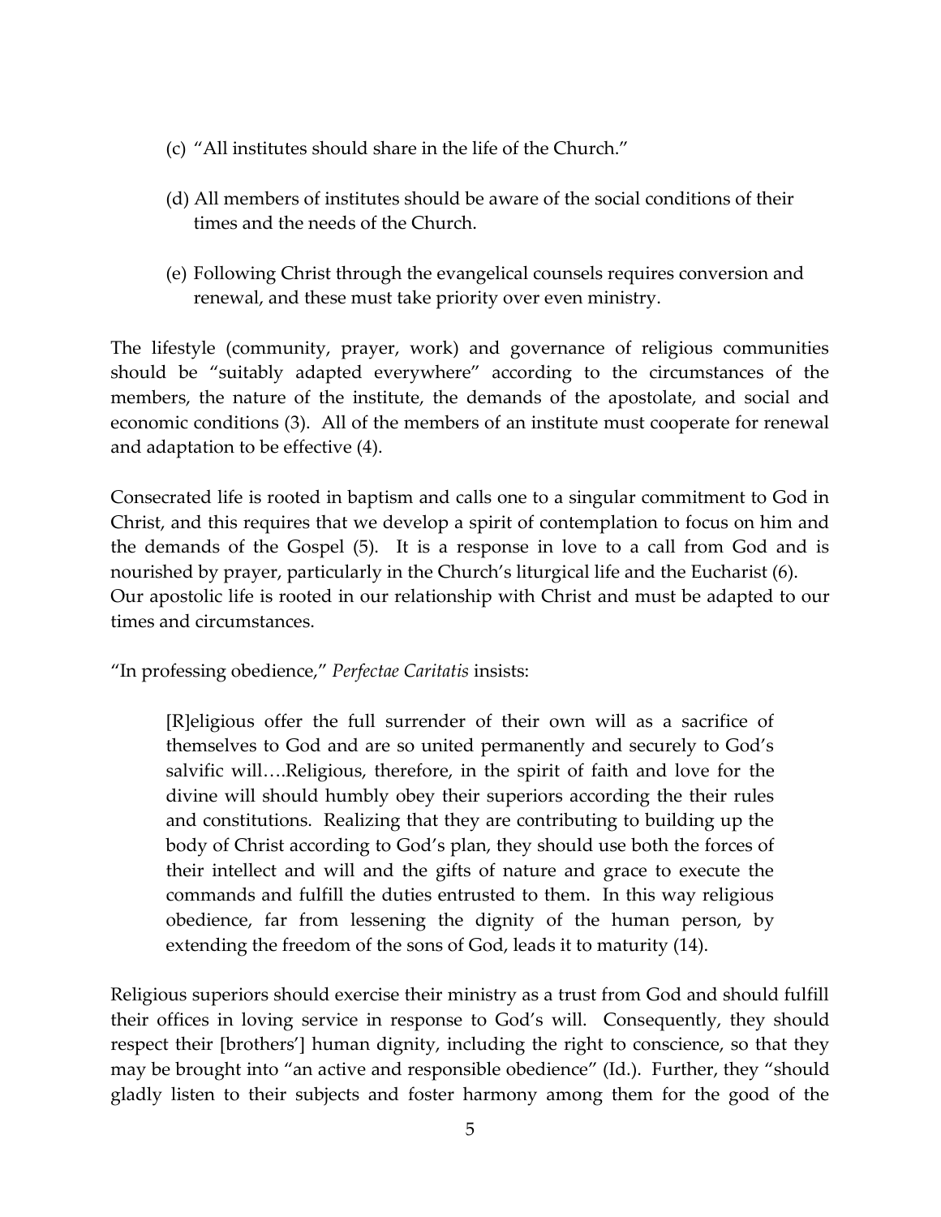(c) "All institutes should share in the life of the Church."

(d) All members of institutes should be aware of the social conditions of their times and the needs of the Church.

(e) Following Christ through the evangelical counsels requires conversion and renewal, and these must take priority over even ministry.

The lifestyle (community, prayer, work) and governance of religious communities should be "suitably adapted everywhere" according to the circumstances of the members, the nature of the institute, the demands of the apostolate, and social and economic conditions (3). All of the members of an institute must cooperate for renewal and adaptation to be effective (4).

Consecrated life is rooted in baptism and calls one to a singular commitment to God in Christ, and this requires that we develop a spirit of contemplation to focus on him and the demands of the Gospel (5). It is a response in love to a call from God and is nourished by prayer, particularly in the Church's liturgical life and the Eucharist (6). Our apostolic life is rooted in our relationship with Christ and must be adapted to our times and circumstances.

"In professing obedience," *Perfectae Caritatis* insists:

> [R]eligious offer the full surrender of their own will as a sacrifice of themselves to God and are so united permanently and securely to God's salvific will….Religious, therefore, in the spirit of faith and love for the divine will should humbly obey their superiors according the their rules and constitutions. Realizing that they are contributing to building up the body of Christ according to God's plan, they should use both the forces of their intellect and will and the gifts of nature and grace to execute the commands and fulfill the duties entrusted to them. In this way religious obedience, far from lessening the dignity of the human person, by extending the freedom of the sons of God, leads it to maturity (14).

Religious superiors should exercise their ministry as a trust from God and should fulfill their offices in loving service in response to God's will. Consequently, they should respect their [brothers'] human dignity, including the right to conscience, so that they may be brought into "an active and responsible obedience" (Id.). Further, they "should gladly listen to their subjects and foster harmony among them for the good of the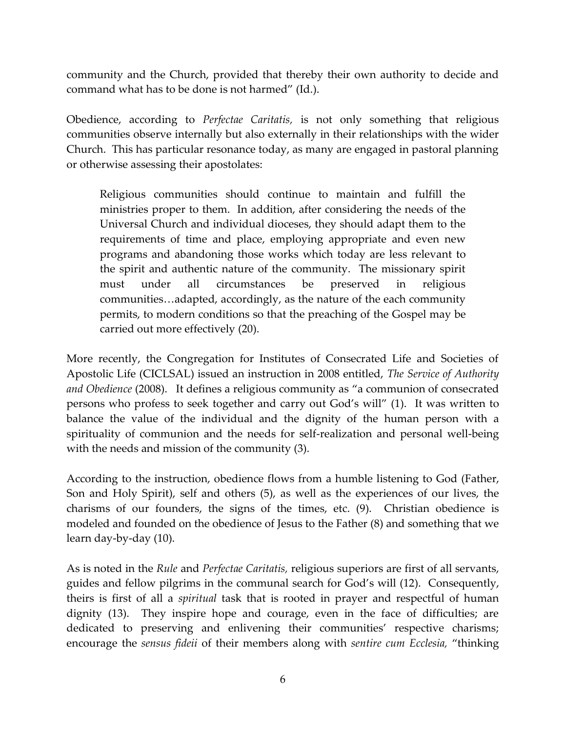community and the Church, provided that thereby their own authority to decide and command what has to be done is not harmed" (Id.).

Obedience, according to *Perfectae Caritatis,* is not only something that religious communities observe internally but also externally in their relationships with the wider Church. This has particular resonance today, as many are engaged in pastoral planning or otherwise assessing their apostolates:

> Religious communities should continue to maintain and fulfill the ministries proper to them. In addition, after considering the needs of the Universal Church and individual dioceses, they should adapt them to the requirements of time and place, employing appropriate and even new programs and abandoning those works which today are less relevant to the spirit and authentic nature of the community. The missionary spirit must under all circumstances be preserved in religious communities…adapted, accordingly, as the nature of the each community permits, to modern conditions so that the preaching of the Gospel may be carried out more effectively (20).

More recently, the Congregation for Institutes of Consecrated Life and Societies of Apostolic Life (CICLSAL) issued an instruction in 2008 entitled, *The Service of Authority and Obedience* (2008). It defines a religious community as "a communion of consecrated persons who profess to seek together and carry out God's will" (1). It was written to balance the value of the individual and the dignity of the human person with a spirituality of communion and the needs for self-realization and personal well-being with the needs and mission of the community (3).

According to the instruction, obedience flows from a humble listening to God (Father, Son and Holy Spirit), self and others (5), as well as the experiences of our lives, the charisms of our founders, the signs of the times, etc. (9). Christian obedience is modeled and founded on the obedience of Jesus to the Father (8) and something that we learn day-by-day (10).

As is noted in the *Rule* and *Perfectae Caritatis,* religious superiors are first of all servants, guides and fellow pilgrims in the communal search for God's will (12). Consequently, theirs is first of all a *spiritual* task that is rooted in prayer and respectful of human dignity (13). They inspire hope and courage, even in the face of difficulties; are dedicated to preserving and enlivening their communities' respective charisms; encourage the *sensus fideii* of their members along with *sentire cum Ecclesia,* "thinking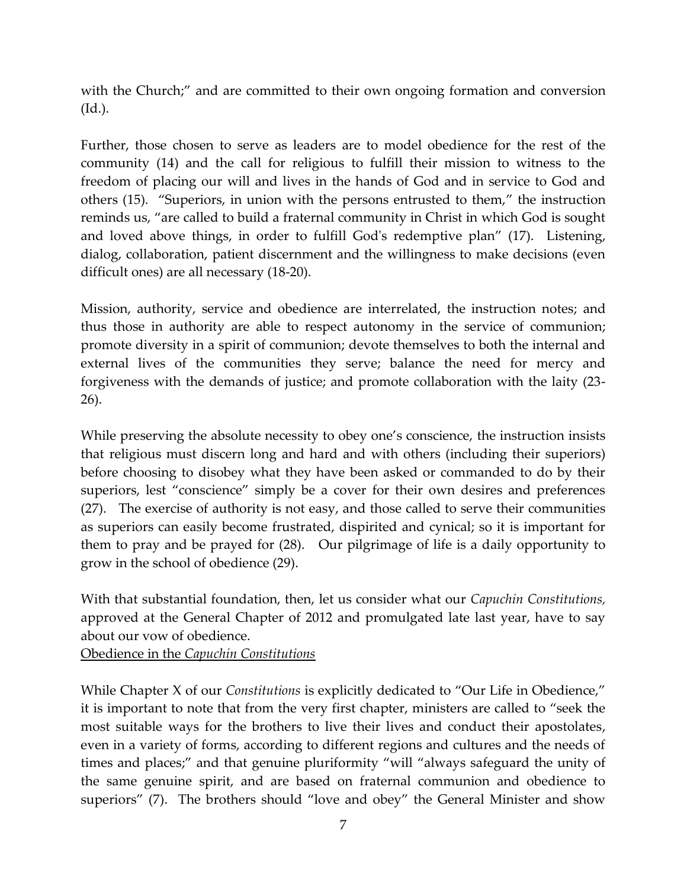with the Church;" and are committed to their own ongoing formation and conversion (Id.).

Further, those chosen to serve as leaders are to model obedience for the rest of the community (14) and the call for religious to fulfill their mission to witness to the freedom of placing our will and lives in the hands of God and in service to God and others (15). "Superiors, in union with the persons entrusted to them," the instruction reminds us, "are called to build a fraternal community in Christ in which God is sought and loved above things, in order to fulfill God's redemptive plan" (17). Listening, dialog, collaboration, patient discernment and the willingness to make decisions (even difficult ones) are all necessary (18-20).

Mission, authority, service and obedience are interrelated, the instruction notes; and thus those in authority are able to respect autonomy in the service of communion; promote diversity in a spirit of communion; devote themselves to both the internal and external lives of the communities they serve; balance the need for mercy and forgiveness with the demands of justice; and promote collaboration with the laity (23-26).

While preserving the absolute necessity to obey one's conscience, the instruction insists that religious must discern long and hard and with others (including their superiors) before choosing to disobey what they have been asked or commanded to do by their superiors, lest "conscience" simply be a cover for their own desires and preferences (27). The exercise of authority is not easy, and those called to serve their communities as superiors can easily become frustrated, dispirited and cynical; so it is important for them to pray and be prayed for (28). Our pilgrimage of life is a daily opportunity to grow in the school of obedience (29).

With that substantial foundation, then, let us consider what our *Capuchin Constitutions,* approved at the General Chapter of 2012 and promulgated late last year, have to say about our vow of obedience.

<u>Obedience in the *Capuchin Constitutions*</u>

While Chapter X of our *Constitutions* is explicitly dedicated to "Our Life in Obedience," it is important to note that from the very first chapter, ministers are called to "seek the most suitable ways for the brothers to live their lives and conduct their apostolates, even in a variety of forms, according to different regions and cultures and the needs of times and places;" and that genuine pluriformity "will "always safeguard the unity of the same genuine spirit, and are based on fraternal communion and obedience to superiors" (7). The brothers should "love and obey" the General Minister and show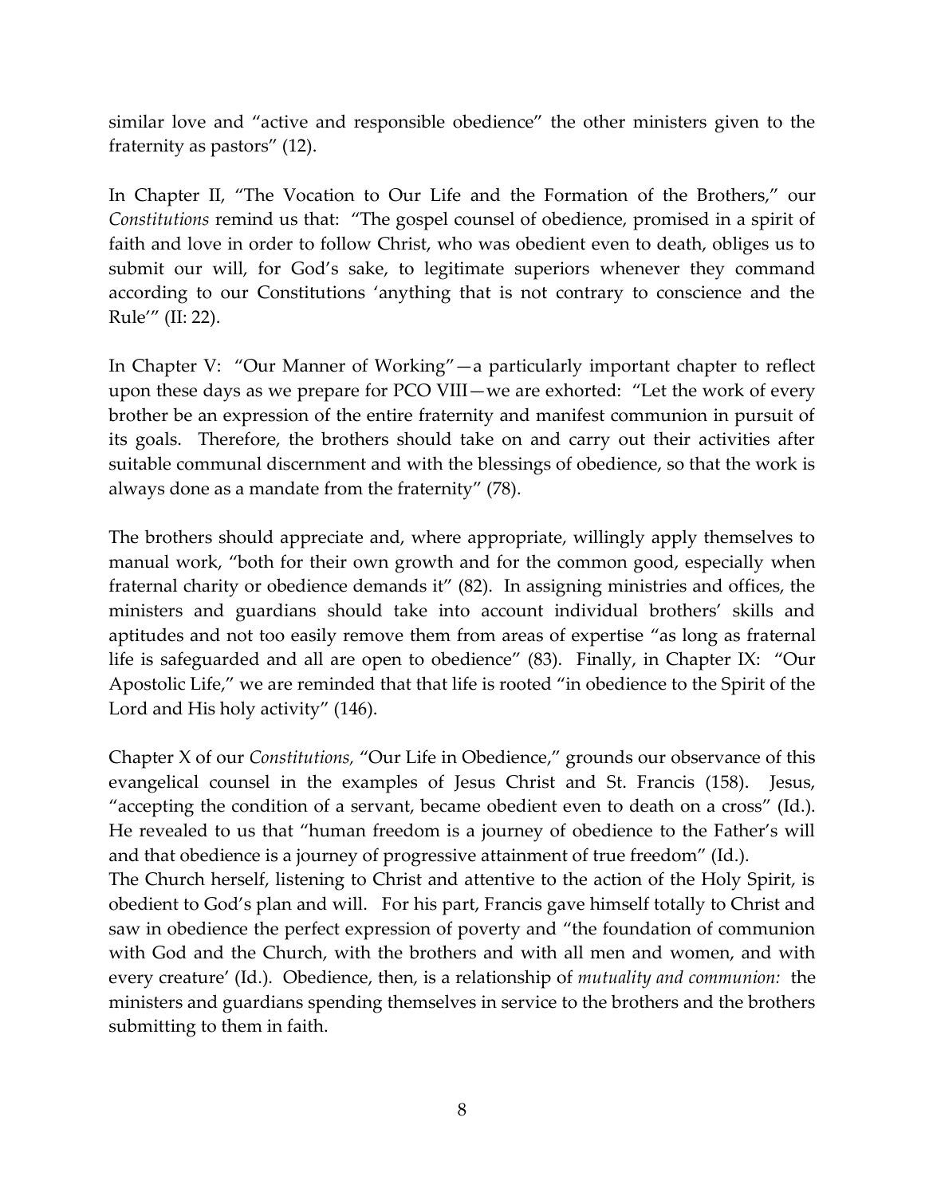similar love and "active and responsible obedience" the other ministers given to the fraternity as pastors" (12).

In Chapter II, "The Vocation to Our Life and the Formation of the Brothers," our *Constitutions* remind us that: "The gospel counsel of obedience, promised in a spirit of faith and love in order to follow Christ, who was obedient even to death, obliges us to submit our will, for God's sake, to legitimate superiors whenever they command according to our Constitutions 'anything that is not contrary to conscience and the Rule'" (II: 22).

In Chapter V: "Our Manner of Working"—a particularly important chapter to reflect upon these days as we prepare for PCO VIII—we are exhorted: "Let the work of every brother be an expression of the entire fraternity and manifest communion in pursuit of its goals. Therefore, the brothers should take on and carry out their activities after suitable communal discernment and with the blessings of obedience, so that the work is always done as a mandate from the fraternity" (78).

The brothers should appreciate and, where appropriate, willingly apply themselves to manual work, "both for their own growth and for the common good, especially when fraternal charity or obedience demands it" (82). In assigning ministries and offices, the ministers and guardians should take into account individual brothers' skills and aptitudes and not too easily remove them from areas of expertise "as long as fraternal life is safeguarded and all are open to obedience" (83). Finally, in Chapter IX: "Our Apostolic Life," we are reminded that that life is rooted "in obedience to the Spirit of the Lord and His holy activity" (146).

Chapter X of our *Constitutions,* "Our Life in Obedience," grounds our observance of this evangelical counsel in the examples of Jesus Christ and St. Francis (158). Jesus, "accepting the condition of a servant, became obedient even to death on a cross" (Id.). He revealed to us that "human freedom is a journey of obedience to the Father's will and that obedience is a journey of progressive attainment of true freedom" (Id.).
The Church herself, listening to Christ and attentive to the action of the Holy Spirit, is obedient to God's plan and will. For his part, Francis gave himself totally to Christ and saw in obedience the perfect expression of poverty and "the foundation of communion with God and the Church, with the brothers and with all men and women, and with every creature' (Id.). Obedience, then, is a relationship of *mutuality and communion:* the ministers and guardians spending themselves in service to the brothers and the brothers submitting to them in faith.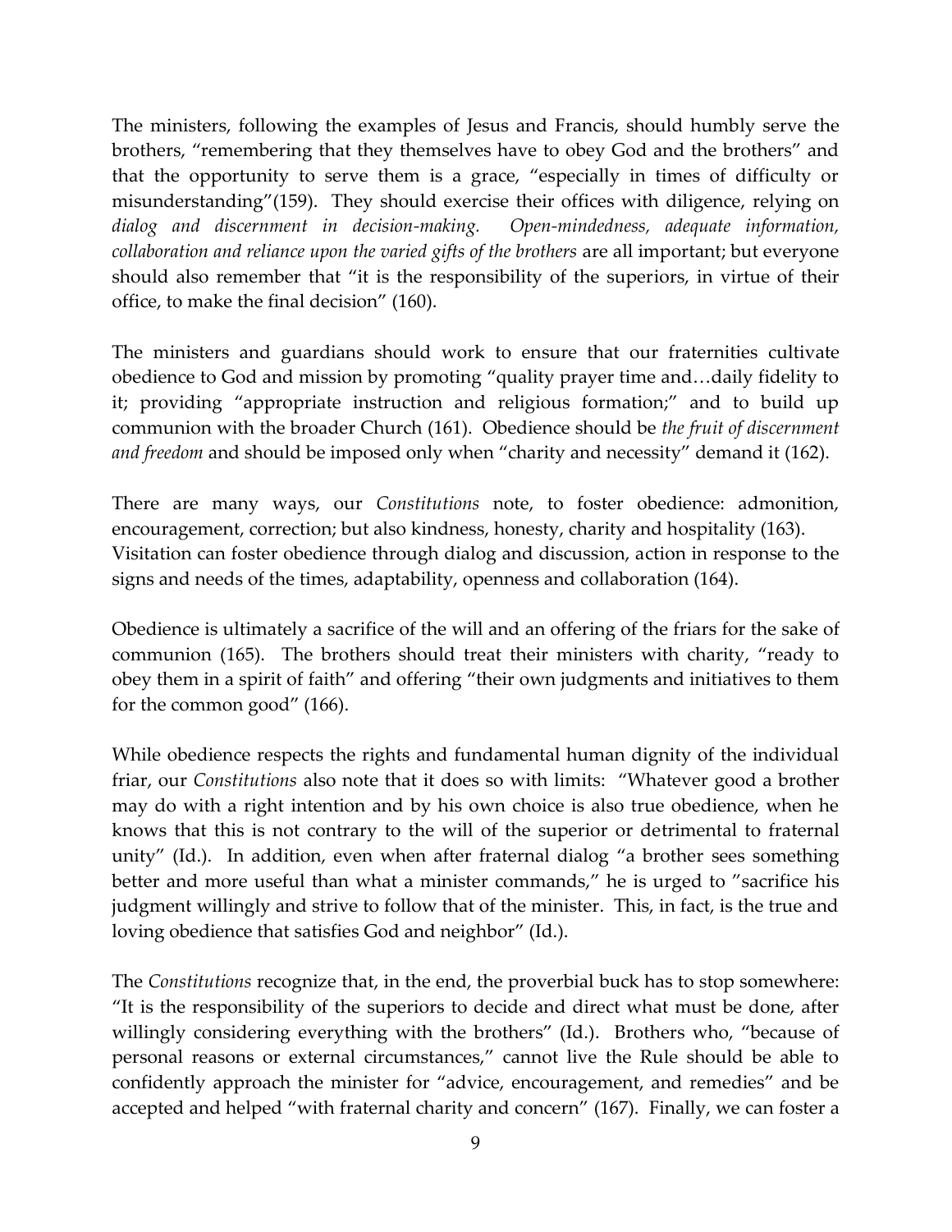The ministers, following the examples of Jesus and Francis, should humbly serve the brothers, "remembering that they themselves have to obey God and the brothers" and that the opportunity to serve them is a grace, "especially in times of difficulty or misunderstanding"(159). They should exercise their offices with diligence, relying on *dialog and discernment in decision-making. Open-mindedness, adequate information, collaboration and reliance upon the varied gifts of the brothers* are all important; but everyone should also remember that "it is the responsibility of the superiors, in virtue of their office, to make the final decision" (160).

The ministers and guardians should work to ensure that our fraternities cultivate obedience to God and mission by promoting "quality prayer time and…daily fidelity to it; providing "appropriate instruction and religious formation;" and to build up communion with the broader Church (161). Obedience should be *the fruit of discernment and freedom* and should be imposed only when "charity and necessity" demand it (162).

There are many ways, our *Constitutions* note, to foster obedience: admonition, encouragement, correction; but also kindness, honesty, charity and hospitality (163). Visitation can foster obedience through dialog and discussion, action in response to the signs and needs of the times, adaptability, openness and collaboration (164).

Obedience is ultimately a sacrifice of the will and an offering of the friars for the sake of communion (165). The brothers should treat their ministers with charity, "ready to obey them in a spirit of faith" and offering "their own judgments and initiatives to them for the common good" (166).

While obedience respects the rights and fundamental human dignity of the individual friar, our *Constitutions* also note that it does so with limits: "Whatever good a brother may do with a right intention and by his own choice is also true obedience, when he knows that this is not contrary to the will of the superior or detrimental to fraternal unity" (Id.). In addition, even when after fraternal dialog "a brother sees something better and more useful than what a minister commands," he is urged to "sacrifice his judgment willingly and strive to follow that of the minister. This, in fact, is the true and loving obedience that satisfies God and neighbor" (Id.).

The *Constitutions* recognize that, in the end, the proverbial buck has to stop somewhere: "It is the responsibility of the superiors to decide and direct what must be done, after willingly considering everything with the brothers" (Id.). Brothers who, "because of personal reasons or external circumstances," cannot live the Rule should be able to confidently approach the minister for "advice, encouragement, and remedies" and be accepted and helped "with fraternal charity and concern" (167). Finally, we can foster a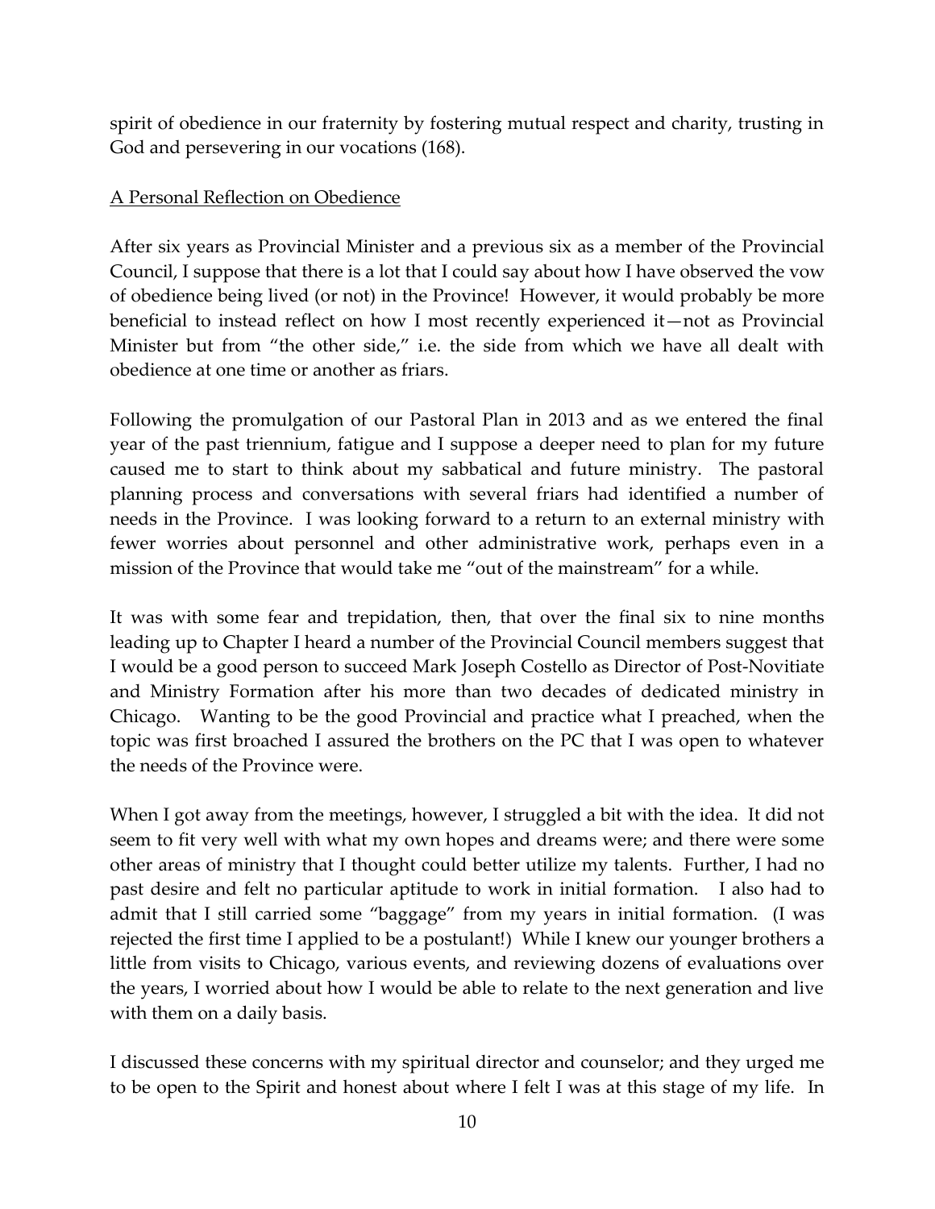spirit of obedience in our fraternity by fostering mutual respect and charity, trusting in God and persevering in our vocations (168).

## A Personal Reflection on Obedience

After six years as Provincial Minister and a previous six as a member of the Provincial Council, I suppose that there is a lot that I could say about how I have observed the vow of obedience being lived (or not) in the Province! However, it would probably be more beneficial to instead reflect on how I most recently experienced it—not as Provincial Minister but from "the other side," i.e. the side from which we have all dealt with obedience at one time or another as friars.

Following the promulgation of our Pastoral Plan in 2013 and as we entered the final year of the past triennium, fatigue and I suppose a deeper need to plan for my future caused me to start to think about my sabbatical and future ministry. The pastoral planning process and conversations with several friars had identified a number of needs in the Province. I was looking forward to a return to an external ministry with fewer worries about personnel and other administrative work, perhaps even in a mission of the Province that would take me "out of the mainstream" for a while.

It was with some fear and trepidation, then, that over the final six to nine months leading up to Chapter I heard a number of the Provincial Council members suggest that I would be a good person to succeed Mark Joseph Costello as Director of Post-Novitiate and Ministry Formation after his more than two decades of dedicated ministry in Chicago. Wanting to be the good Provincial and practice what I preached, when the topic was first broached I assured the brothers on the PC that I was open to whatever the needs of the Province were.

When I got away from the meetings, however, I struggled a bit with the idea. It did not seem to fit very well with what my own hopes and dreams were; and there were some other areas of ministry that I thought could better utilize my talents. Further, I had no past desire and felt no particular aptitude to work in initial formation. I also had to admit that I still carried some "baggage" from my years in initial formation. (I was rejected the first time I applied to be a postulant!) While I knew our younger brothers a little from visits to Chicago, various events, and reviewing dozens of evaluations over the years, I worried about how I would be able to relate to the next generation and live with them on a daily basis.

I discussed these concerns with my spiritual director and counselor; and they urged me to be open to the Spirit and honest about where I felt I was at this stage of my life. In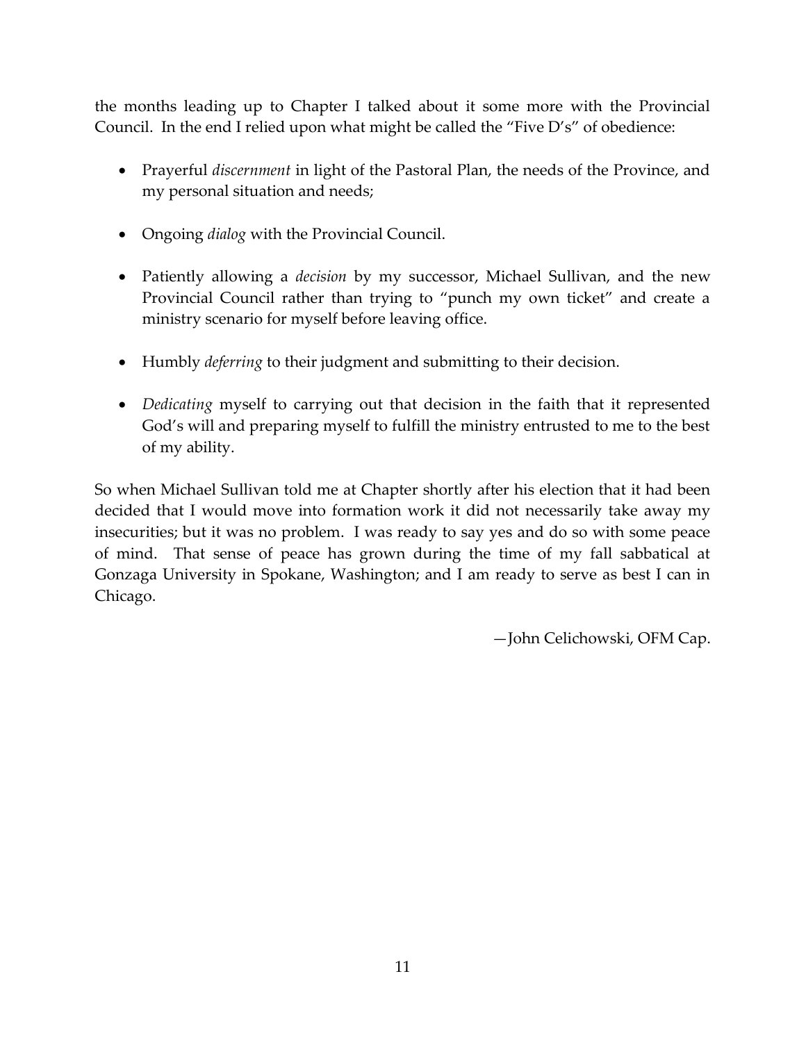the months leading up to Chapter I talked about it some more with the Provincial Council. In the end I relied upon what might be called the "Five D's" of obedience:

- Prayerful *discernment* in light of the Pastoral Plan, the needs of the Province, and my personal situation and needs;
- Ongoing *dialog* with the Provincial Council.
- Patiently allowing a *decision* by my successor, Michael Sullivan, and the new Provincial Council rather than trying to "punch my own ticket" and create a ministry scenario for myself before leaving office.
- Humbly *deferring* to their judgment and submitting to their decision.
- *Dedicating* myself to carrying out that decision in the faith that it represented God's will and preparing myself to fulfill the ministry entrusted to me to the best of my ability.

So when Michael Sullivan told me at Chapter shortly after his election that it had been decided that I would move into formation work it did not necessarily take away my insecurities; but it was no problem. I was ready to say yes and do so with some peace of mind. That sense of peace has grown during the time of my fall sabbatical at Gonzaga University in Spokane, Washington; and I am ready to serve as best I can in Chicago.

—John Celichowski, OFM Cap.